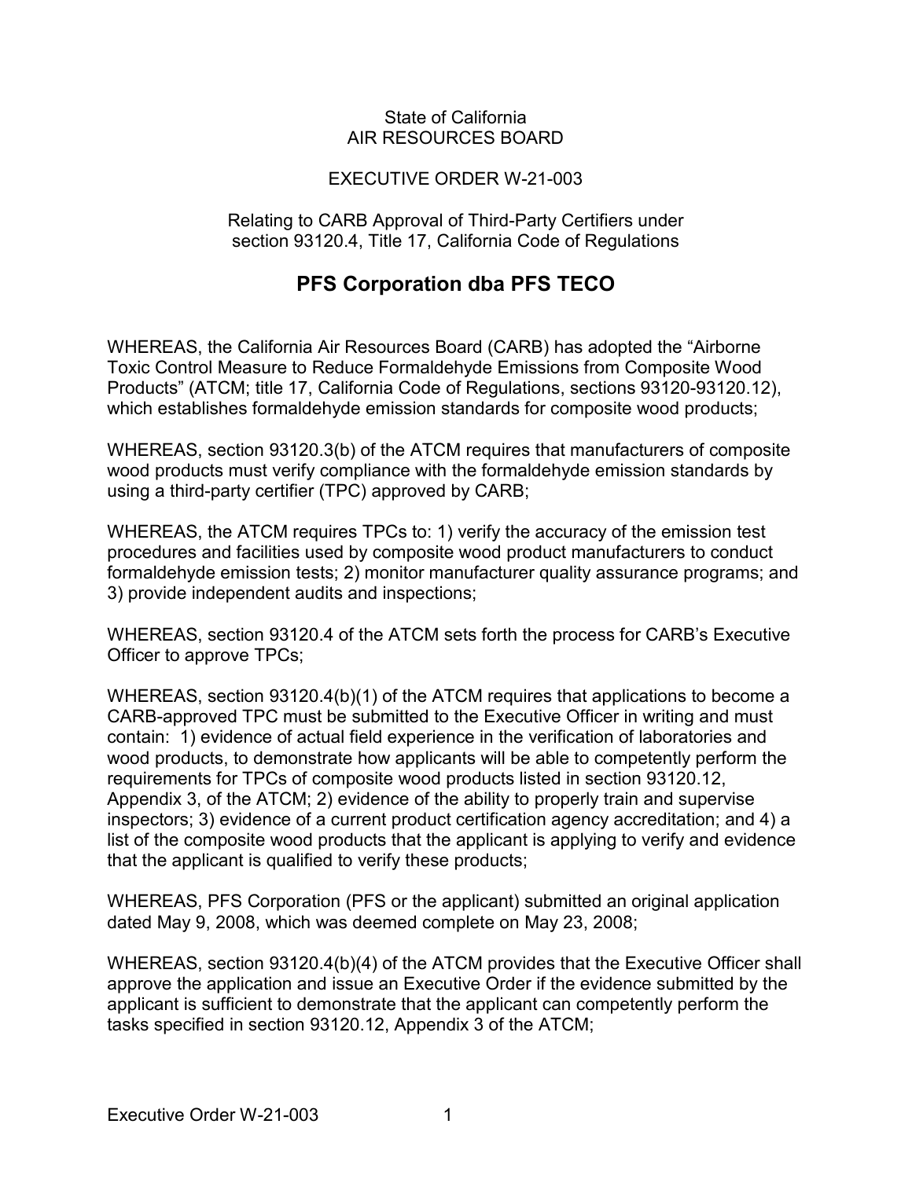State of California
AIR RESOURCES BOARD

EXECUTIVE ORDER W-21-003

Relating to CARB Approval of Third-Party Certifiers under section 93120.4, Title 17, California Code of Regulations

# PFS Corporation dba PFS TECO

WHEREAS, the California Air Resources Board (CARB) has adopted the "Airborne Toxic Control Measure to Reduce Formaldehyde Emissions from Composite Wood Products" (ATCM; title 17, California Code of Regulations, sections 93120-93120.12), which establishes formaldehyde emission standards for composite wood products;

WHEREAS, section 93120.3(b) of the ATCM requires that manufacturers of composite wood products must verify compliance with the formaldehyde emission standards by using a third-party certifier (TPC) approved by CARB;

WHEREAS, the ATCM requires TPCs to: 1) verify the accuracy of the emission test procedures and facilities used by composite wood product manufacturers to conduct formaldehyde emission tests; 2) monitor manufacturer quality assurance programs; and 3) provide independent audits and inspections;

WHEREAS, section 93120.4 of the ATCM sets forth the process for CARB's Executive Officer to approve TPCs;

WHEREAS, section 93120.4(b)(1) of the ATCM requires that applications to become a CARB-approved TPC must be submitted to the Executive Officer in writing and must contain: 1) evidence of actual field experience in the verification of laboratories and wood products, to demonstrate how applicants will be able to competently perform the requirements for TPCs of composite wood products listed in section 93120.12, Appendix 3, of the ATCM; 2) evidence of the ability to properly train and supervise inspectors; 3) evidence of a current product certification agency accreditation; and 4) a list of the composite wood products that the applicant is applying to verify and evidence that the applicant is qualified to verify these products;

WHEREAS, PFS Corporation (PFS or the applicant) submitted an original application dated May 9, 2008, which was deemed complete on May 23, 2008;

WHEREAS, section 93120.4(b)(4) of the ATCM provides that the Executive Officer shall approve the application and issue an Executive Order if the evidence submitted by the applicant is sufficient to demonstrate that the applicant can competently perform the tasks specified in section 93120.12, Appendix 3 of the ATCM;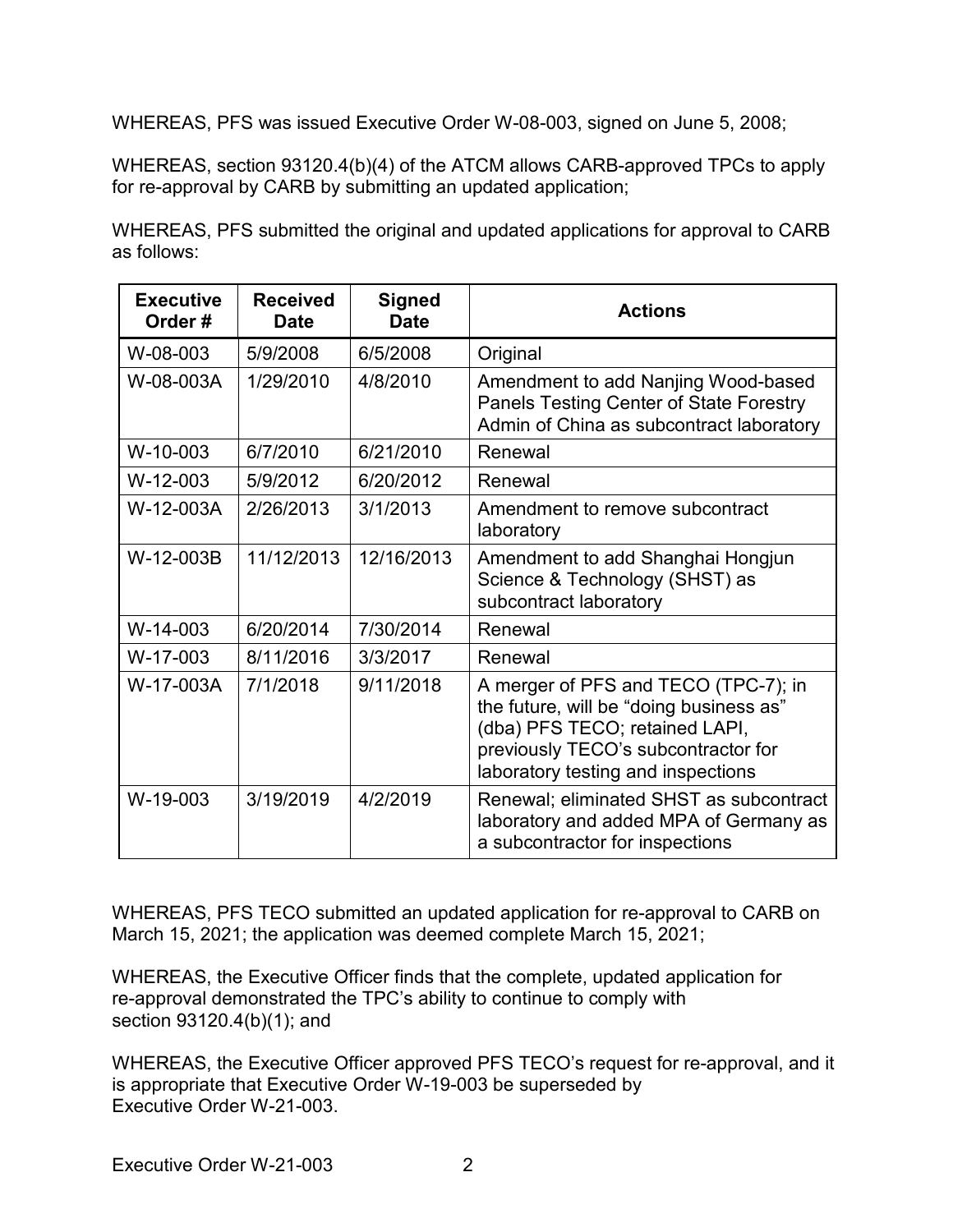WHEREAS, PFS was issued Executive Order W-08-003, signed on June 5, 2008;

WHEREAS, section 93120.4(b)(4) of the ATCM allows CARB-approved TPCs to apply for re-approval by CARB by submitting an updated application;

WHEREAS, PFS submitted the original and updated applications for approval to CARB as follows:

| Executive Order # | Received Date | Signed Date | Actions |
|---|---|---|---|
| W-08-003 | 5/9/2008 | 6/5/2008 | Original |
| W-08-003A | 1/29/2010 | 4/8/2010 | Amendment to add Nanjing Wood-based Panels Testing Center of State Forestry Admin of China as subcontract laboratory |
| W-10-003 | 6/7/2010 | 6/21/2010 | Renewal |
| W-12-003 | 5/9/2012 | 6/20/2012 | Renewal |
| W-12-003A | 2/26/2013 | 3/1/2013 | Amendment to remove subcontract laboratory |
| W-12-003B | 11/12/2013 | 12/16/2013 | Amendment to add Shanghai Hongjun Science & Technology (SHST) as subcontract laboratory |
| W-14-003 | 6/20/2014 | 7/30/2014 | Renewal |
| W-17-003 | 8/11/2016 | 3/3/2017 | Renewal |
| W-17-003A | 7/1/2018 | 9/11/2018 | A merger of PFS and TECO (TPC-7); in the future, will be "doing business as" (dba) PFS TECO; retained LAPI, previously TECO's subcontractor for laboratory testing and inspections |
| W-19-003 | 3/19/2019 | 4/2/2019 | Renewal; eliminated SHST as subcontract laboratory and added MPA of Germany as a subcontractor for inspections |

WHEREAS, PFS TECO submitted an updated application for re-approval to CARB on March 15, 2021; the application was deemed complete March 15, 2021;

WHEREAS, the Executive Officer finds that the complete, updated application for re-approval demonstrated the TPC's ability to continue to comply with section 93120.4(b)(1); and

WHEREAS, the Executive Officer approved PFS TECO's request for re-approval, and it is appropriate that Executive Order W-19-003 be superseded by Executive Order W-21-003.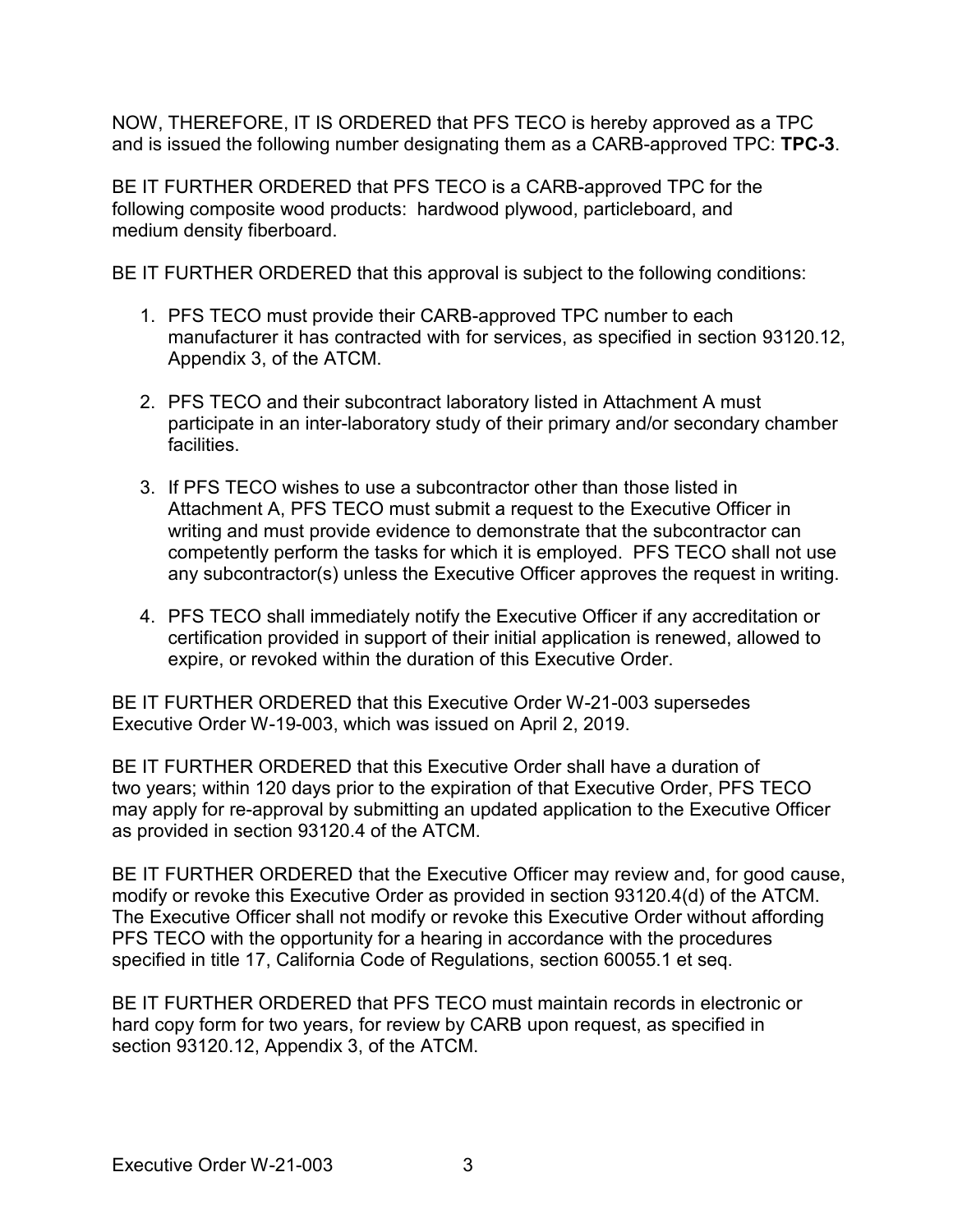NOW, THEREFORE, IT IS ORDERED that PFS TECO is hereby approved as a TPC and is issued the following number designating them as a CARB-approved TPC: **TPC-3**.

BE IT FURTHER ORDERED that PFS TECO is a CARB-approved TPC for the following composite wood products: hardwood plywood, particleboard, and medium density fiberboard.

BE IT FURTHER ORDERED that this approval is subject to the following conditions:

1. PFS TECO must provide their CARB-approved TPC number to each manufacturer it has contracted with for services, as specified in section 93120.12, Appendix 3, of the ATCM.

2. PFS TECO and their subcontract laboratory listed in Attachment A must participate in an inter-laboratory study of their primary and/or secondary chamber facilities.

3. If PFS TECO wishes to use a subcontractor other than those listed in Attachment A, PFS TECO must submit a request to the Executive Officer in writing and must provide evidence to demonstrate that the subcontractor can competently perform the tasks for which it is employed. PFS TECO shall not use any subcontractor(s) unless the Executive Officer approves the request in writing.

4. PFS TECO shall immediately notify the Executive Officer if any accreditation or certification provided in support of their initial application is renewed, allowed to expire, or revoked within the duration of this Executive Order.

BE IT FURTHER ORDERED that this Executive Order W-21-003 supersedes Executive Order W-19-003, which was issued on April 2, 2019.

BE IT FURTHER ORDERED that this Executive Order shall have a duration of two years; within 120 days prior to the expiration of that Executive Order, PFS TECO may apply for re-approval by submitting an updated application to the Executive Officer as provided in section 93120.4 of the ATCM.

BE IT FURTHER ORDERED that the Executive Officer may review and, for good cause, modify or revoke this Executive Order as provided in section 93120.4(d) of the ATCM. The Executive Officer shall not modify or revoke this Executive Order without affording PFS TECO with the opportunity for a hearing in accordance with the procedures specified in title 17, California Code of Regulations, section 60055.1 et seq.

BE IT FURTHER ORDERED that PFS TECO must maintain records in electronic or hard copy form for two years, for review by CARB upon request, as specified in section 93120.12, Appendix 3, of the ATCM.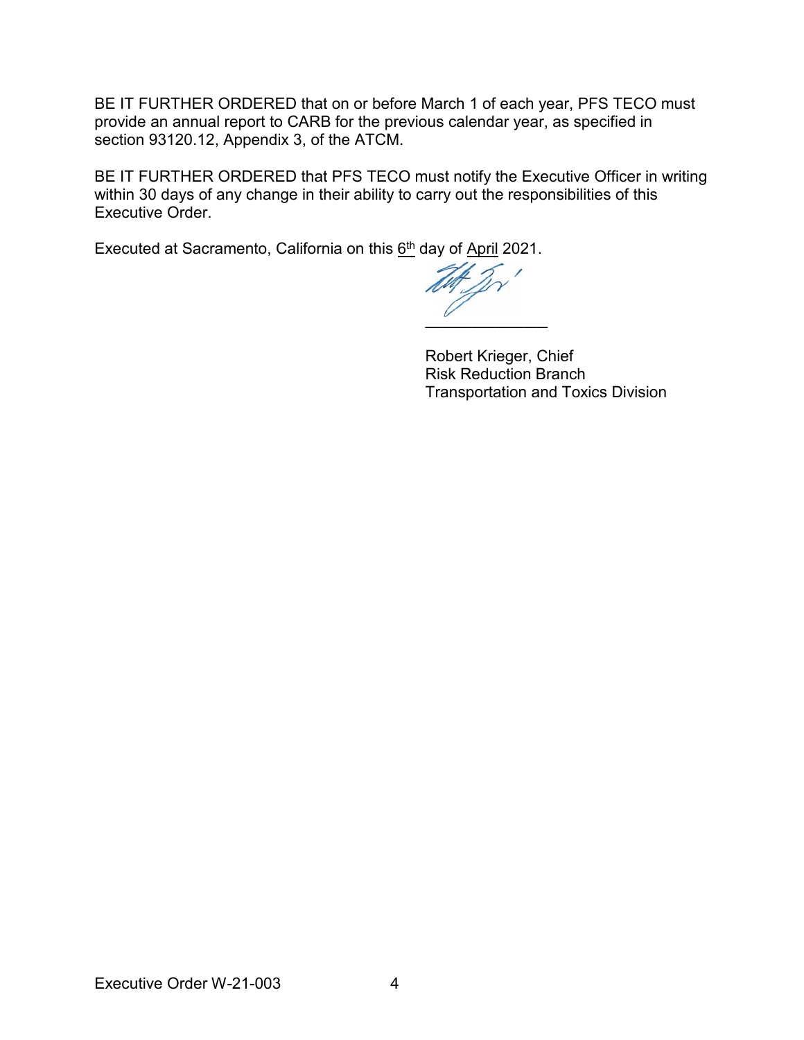BE IT FURTHER ORDERED that on or before March 1 of each year, PFS TECO must provide an annual report to CARB for the previous calendar year, as specified in section 93120.12, Appendix 3, of the ATCM.

BE IT FURTHER ORDERED that PFS TECO must notify the Executive Officer in writing within 30 days of any change in their ability to carry out the responsibilities of this Executive Order.

Executed at Sacramento, California on this 6th day of April 2021.

_______________

Robert Krieger, Chief
Risk Reduction Branch
Transportation and Toxics Division

Executive Order W-21-003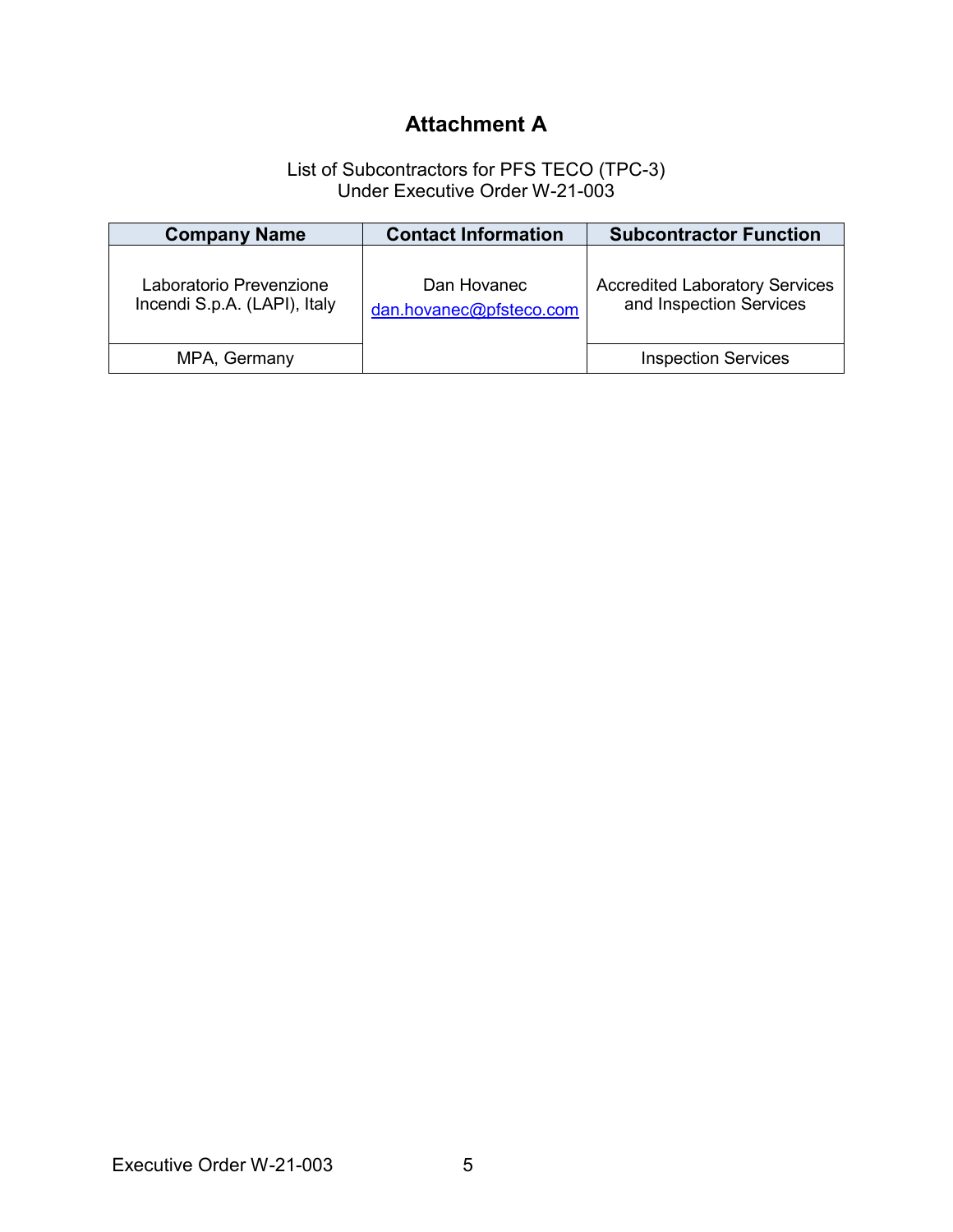# Attachment A

List of Subcontractors for PFS TECO (TPC-3)
Under Executive Order W-21-003

| Company Name | Contact Information | Subcontractor Function |
|---|---|---|
| Laboratorio Prevenzione Incendi S.p.A. (LAPI), Italy | Dan Hovanec dan.hovanec@pfsteco.com | Accredited Laboratory Services and Inspection Services |
| MPA, Germany | | Inspection Services |